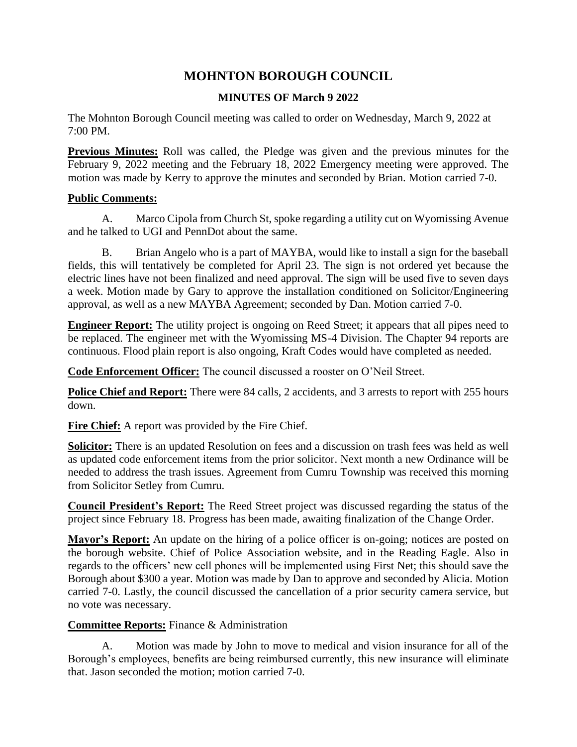# MOHNTON BOROUGH COUNCIL

## MINUTES OF March 9 2022

The Mohnton Borough Council meeting was called to order on Wednesday, March 9, 2022 at 7:00 PM.

**Previous Minutes:** Roll was called, the Pledge was given and the previous minutes for the February 9, 2022 meeting and the February 18, 2022 Emergency meeting were approved. The motion was made by Kerry to approve the minutes and seconded by Brian. Motion carried 7-0.

**Public Comments:**

A. Marco Cipola from Church St, spoke regarding a utility cut on Wyomissing Avenue and he talked to UGI and PennDot about the same.

B. Brian Angelo who is a part of MAYBA, would like to install a sign for the baseball fields, this will tentatively be completed for April 23. The sign is not ordered yet because the electric lines have not been finalized and need approval. The sign will be used five to seven days a week. Motion made by Gary to approve the installation conditioned on Solicitor/Engineering approval, as well as a new MAYBA Agreement; seconded by Dan. Motion carried 7-0.

**Engineer Report:** The utility project is ongoing on Reed Street; it appears that all pipes need to be replaced. The engineer met with the Wyomissing MS-4 Division. The Chapter 94 reports are continuous. Flood plain report is also ongoing, Kraft Codes would have completed as needed.

**Code Enforcement Officer:** The council discussed a rooster on O'Neil Street.

**Police Chief and Report:** There were 84 calls, 2 accidents, and 3 arrests to report with 255 hours down.

**Fire Chief:** A report was provided by the Fire Chief.

**Solicitor:** There is an updated Resolution on fees and a discussion on trash fees was held as well as updated code enforcement items from the prior solicitor. Next month a new Ordinance will be needed to address the trash issues. Agreement from Cumru Township was received this morning from Solicitor Setley from Cumru.

**Council President's Report:** The Reed Street project was discussed regarding the status of the project since February 18. Progress has been made, awaiting finalization of the Change Order.

**Mayor's Report:** An update on the hiring of a police officer is on-going; notices are posted on the borough website. Chief of Police Association website, and in the Reading Eagle. Also in regards to the officers' new cell phones will be implemented using First Net; this should save the Borough about $300 a year. Motion was made by Dan to approve and seconded by Alicia. Motion carried 7-0. Lastly, the council discussed the cancellation of a prior security camera service, but no vote was necessary.

**Committee Reports:** Finance & Administration

A. Motion was made by John to move to medical and vision insurance for all of the Borough's employees, benefits are being reimbursed currently, this new insurance will eliminate that. Jason seconded the motion; motion carried 7-0.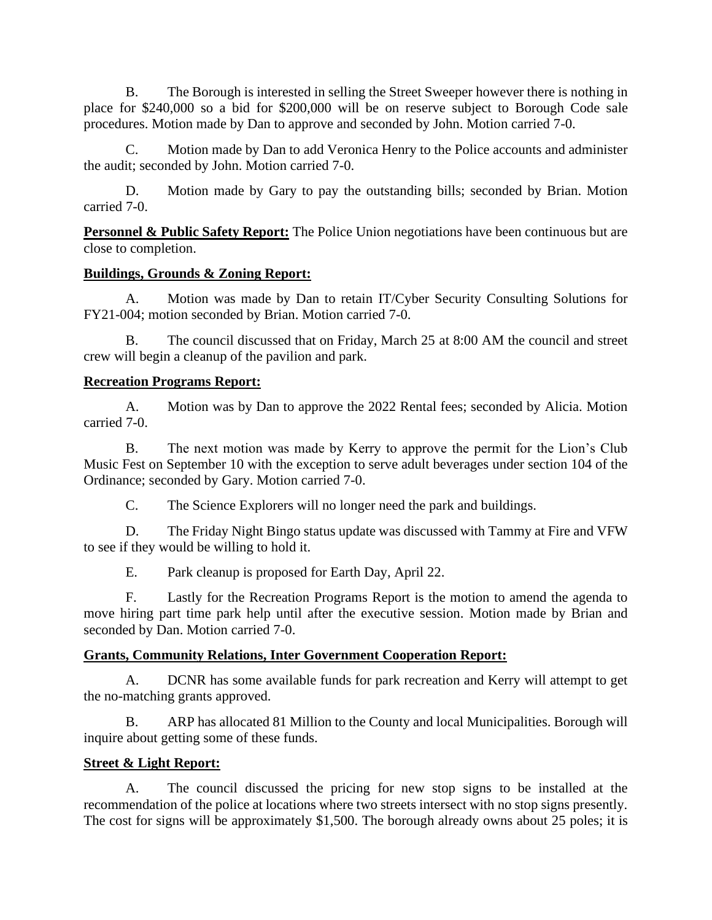B. The Borough is interested in selling the Street Sweeper however there is nothing in place for $240,000 so a bid for $200,000 will be on reserve subject to Borough Code sale procedures. Motion made by Dan to approve and seconded by John. Motion carried 7-0.

C. Motion made by Dan to add Veronica Henry to the Police accounts and administer the audit; seconded by John. Motion carried 7-0.

D. Motion made by Gary to pay the outstanding bills; seconded by Brian. Motion carried 7-0.

**Personnel & Public Safety Report:** The Police Union negotiations have been continuous but are close to completion.

**Buildings, Grounds & Zoning Report:**

A. Motion was made by Dan to retain IT/Cyber Security Consulting Solutions for FY21-004; motion seconded by Brian. Motion carried 7-0.

B. The council discussed that on Friday, March 25 at 8:00 AM the council and street crew will begin a cleanup of the pavilion and park.

**Recreation Programs Report:**

A. Motion was by Dan to approve the 2022 Rental fees; seconded by Alicia. Motion carried 7-0.

B. The next motion was made by Kerry to approve the permit for the Lion's Club Music Fest on September 10 with the exception to serve adult beverages under section 104 of the Ordinance; seconded by Gary. Motion carried 7-0.

C. The Science Explorers will no longer need the park and buildings.

D. The Friday Night Bingo status update was discussed with Tammy at Fire and VFW to see if they would be willing to hold it.

E. Park cleanup is proposed for Earth Day, April 22.

F. Lastly for the Recreation Programs Report is the motion to amend the agenda to move hiring part time park help until after the executive session. Motion made by Brian and seconded by Dan. Motion carried 7-0.

**Grants, Community Relations, Inter Government Cooperation Report:**

A. DCNR has some available funds for park recreation and Kerry will attempt to get the no-matching grants approved.

B. ARP has allocated 81 Million to the County and local Municipalities. Borough will inquire about getting some of these funds.

**Street & Light Report:**

A. The council discussed the pricing for new stop signs to be installed at the recommendation of the police at locations where two streets intersect with no stop signs presently. The cost for signs will be approximately $1,500. The borough already owns about 25 poles; it is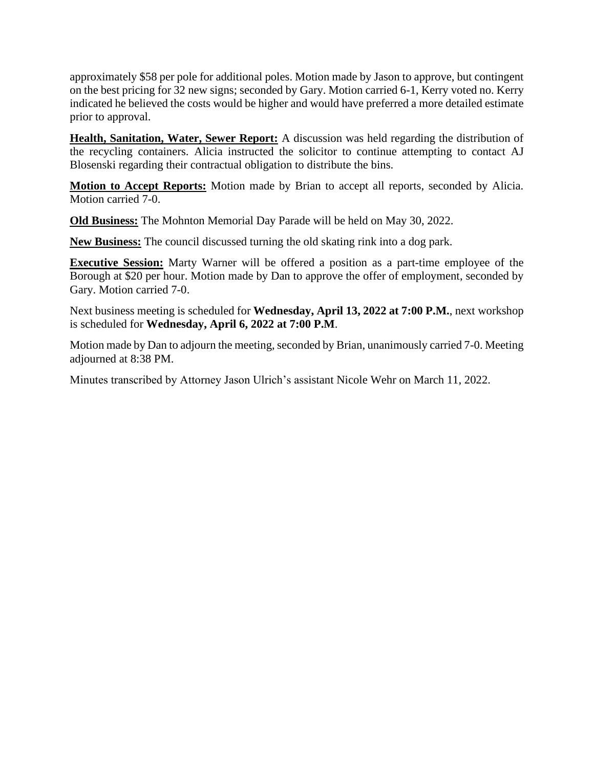approximately $58 per pole for additional poles. Motion made by Jason to approve, but contingent on the best pricing for 32 new signs; seconded by Gary. Motion carried 6-1, Kerry voted no. Kerry indicated he believed the costs would be higher and would have preferred a more detailed estimate prior to approval.

**Health, Sanitation, Water, Sewer Report:** A discussion was held regarding the distribution of the recycling containers. Alicia instructed the solicitor to continue attempting to contact AJ Blosenski regarding their contractual obligation to distribute the bins.

**Motion to Accept Reports:** Motion made by Brian to accept all reports, seconded by Alicia. Motion carried 7-0.

**Old Business:** The Mohnton Memorial Day Parade will be held on May 30, 2022.

**New Business:** The council discussed turning the old skating rink into a dog park.

**Executive Session:** Marty Warner will be offered a position as a part-time employee of the Borough at $20 per hour. Motion made by Dan to approve the offer of employment, seconded by Gary. Motion carried 7-0.

Next business meeting is scheduled for **Wednesday, April 13, 2022 at 7:00 P.M.**, next workshop is scheduled for **Wednesday, April 6, 2022 at 7:00 P.M**.

Motion made by Dan to adjourn the meeting, seconded by Brian, unanimously carried 7-0. Meeting adjourned at 8:38 PM.

Minutes transcribed by Attorney Jason Ulrich's assistant Nicole Wehr on March 11, 2022.